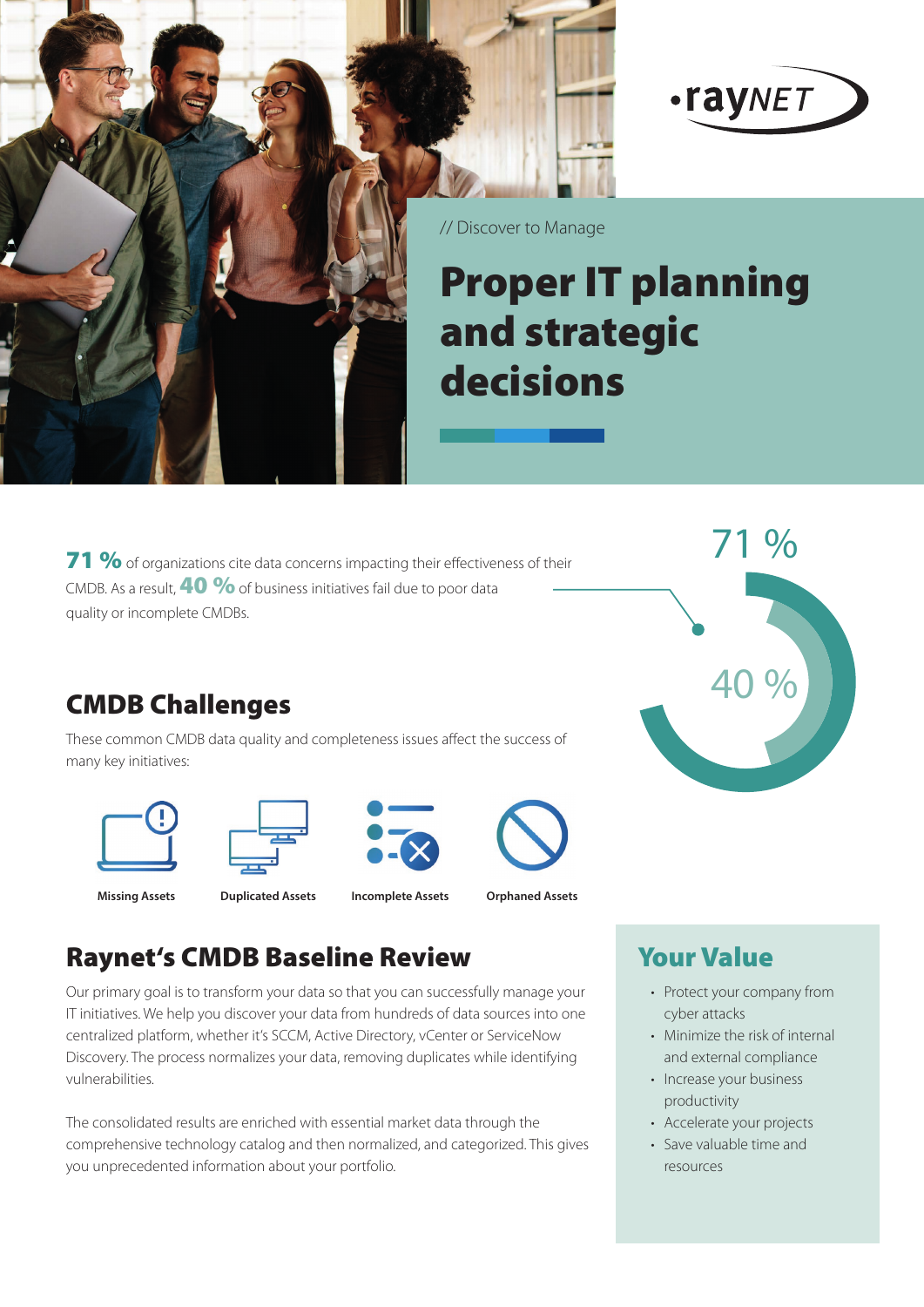// Discover to Manage

# Proper IT planning and strategic decisions

**71 %** of organizations cite data concerns impacting their effectiveness of their CMDB. As a result, **40 %** of business initiatives fail due to poor data quality or incomplete CMDBs.

71 %

40 %

## CMDB Challenges

These common CMDB data quality and completeness issues affect the success of many key initiatives:

**Missing Assets** **Duplicated Assets** **Incomplete Assets** **Orphaned Assets**

## Raynet's CMDB Baseline Review

Our primary goal is to transform your data so that you can successfully manage your IT initiatives. We help you discover your data from hundreds of data sources into one centralized platform, whether it's SCCM, Active Directory, vCenter or ServiceNow Discovery. The process normalizes your data, removing duplicates while identifying vulnerabilities.

The consolidated results are enriched with essential market data through the comprehensive technology catalog and then normalized, and categorized. This gives you unprecedented information about your portfolio.

## Your Value

- Protect your company from cyber attacks
- Minimize the risk of internal and external compliance
- Increase your business productivity
- Accelerate your projects
- Save valuable time and resources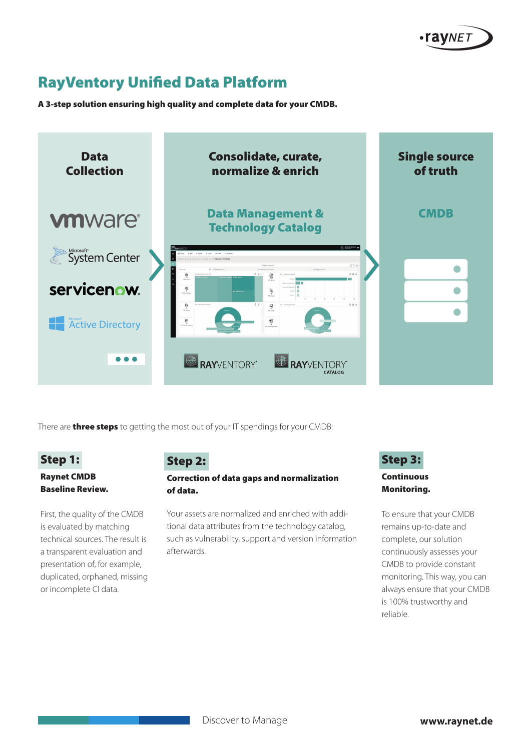# RayVentory Unified Data Platform

**A 3-step solution ensuring high quality and complete data for your CMDB.**

**Data Collection**

vmware

Microsoft System Center

servicenow

Microsoft Active Directory

**Consolidate, curate, normalize & enrich**

**Data Management & Technology Catalog**

RAYVENTORY

RAYVENTORY CATALOG

**Single source of truth**

**CMDB**

There are **three steps** to getting the most out of your IT spendings for your CMDB:

## Step 1:

**Raynet CMDB Baseline Review.**

First, the quality of the CMDB is evaluated by matching technical sources. The result is a transparent evaluation and presentation of, for example, duplicated, orphaned, missing or incomplete CI data.

## Step 2:

**Correction of data gaps and normalization of data.**

Your assets are normalized and enriched with additional data attributes from the technology catalog, such as vulnerability, support and version information afterwards.

## Step 3:

**Continuous Monitoring.**

To ensure that your CMDB remains up-to-date and complete, our solution continuously assesses your CMDB to provide constant monitoring. This way, you can always ensure that your CMDB is 100% trustworthy and reliable.

Discover to Manage

**www.raynet.de**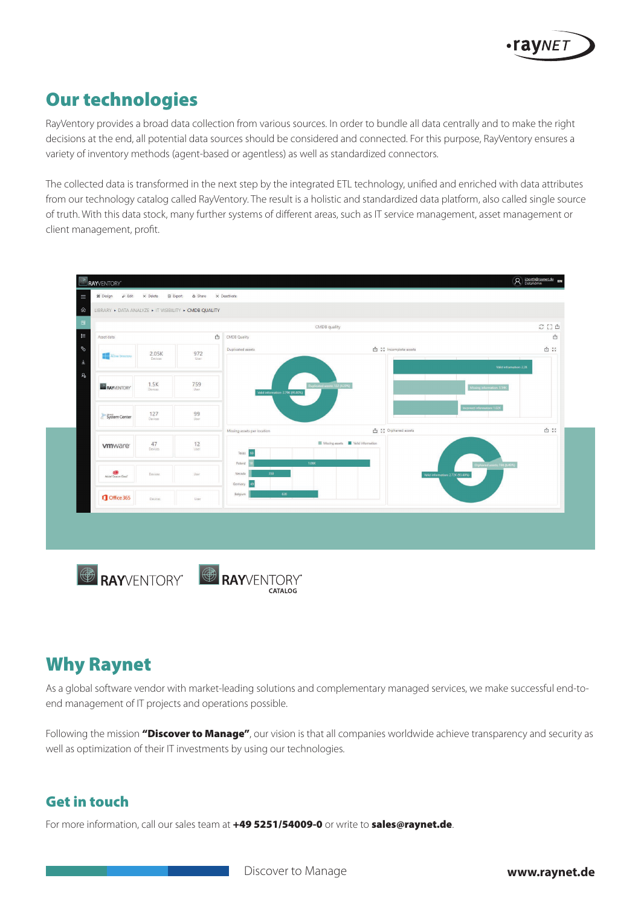## Our technologies

RayVentory provides a broad data collection from various sources. In order to bundle all data centrally and to make the right decisions at the end, all potential data sources should be considered and connected. For this purpose, RayVentory ensures a variety of inventory methods (agent-based or agentless) as well as standardized connectors.

The collected data is transformed in the next step by the integrated ETL technology, unified and enriched with data attributes from our technology catalog called RayVentory. The result is a holistic and standardized data platform, also called single source of truth. With this data stock, many further systems of different areas, such as IT service management, asset management or client management, profit.

## Why Raynet

As a global software vendor with market-leading solutions and complementary managed services, we make successful end-to-end management of IT projects and operations possible.

Following the mission **"Discover to Manage"**, our vision is that all companies worldwide achieve transparency and security as well as optimization of their IT investments by using our technologies.

### Get in touch

For more information, call our sales team at **+49 5251/54009-0** or write to **sales@raynet.de**.

Discover to Manage

**www.raynet.de**